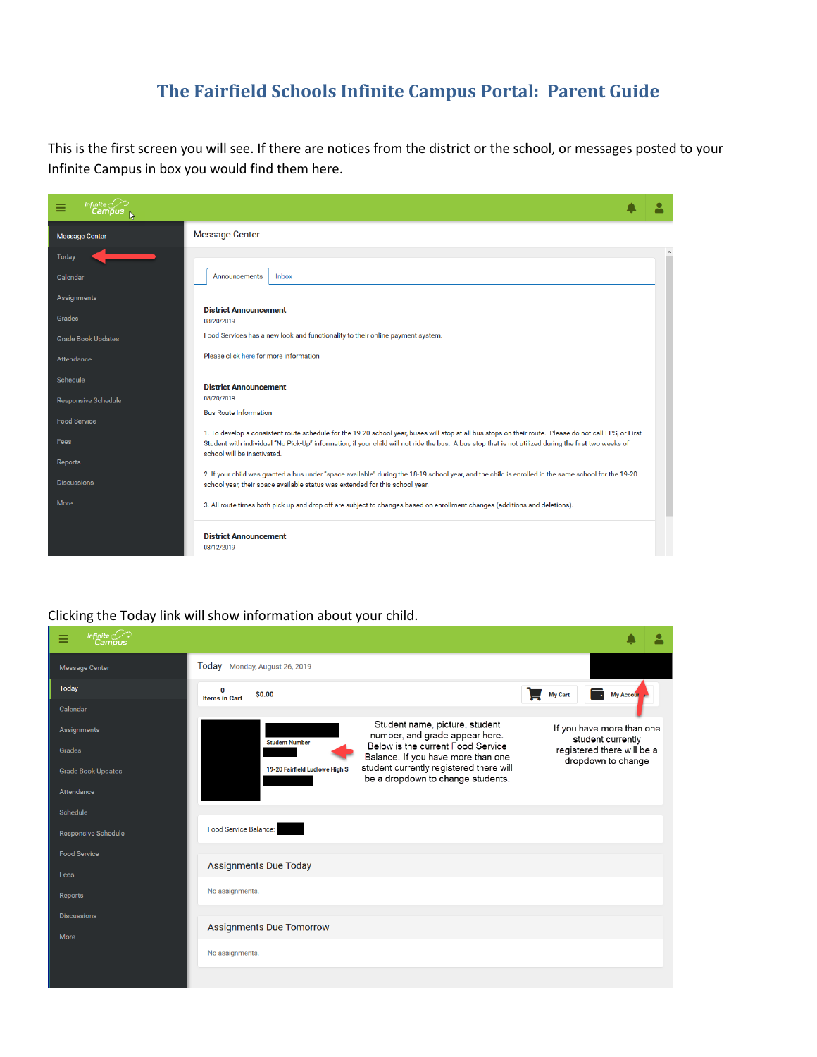# The Fairfield Schools Infinite Campus Portal: Parent Guide

This is the first screen you will see. If there are notices from the district or the school, or messages posted to your Infinite Campus in box you would find them here.

Clicking the Today link will show information about your child.

Student name, picture, student number, and grade appear here. Below is the current Food Service Balance. If you have more than one student currently registered there will be a dropdown to change students.

If you have more than one student currently registered there will be a dropdown to change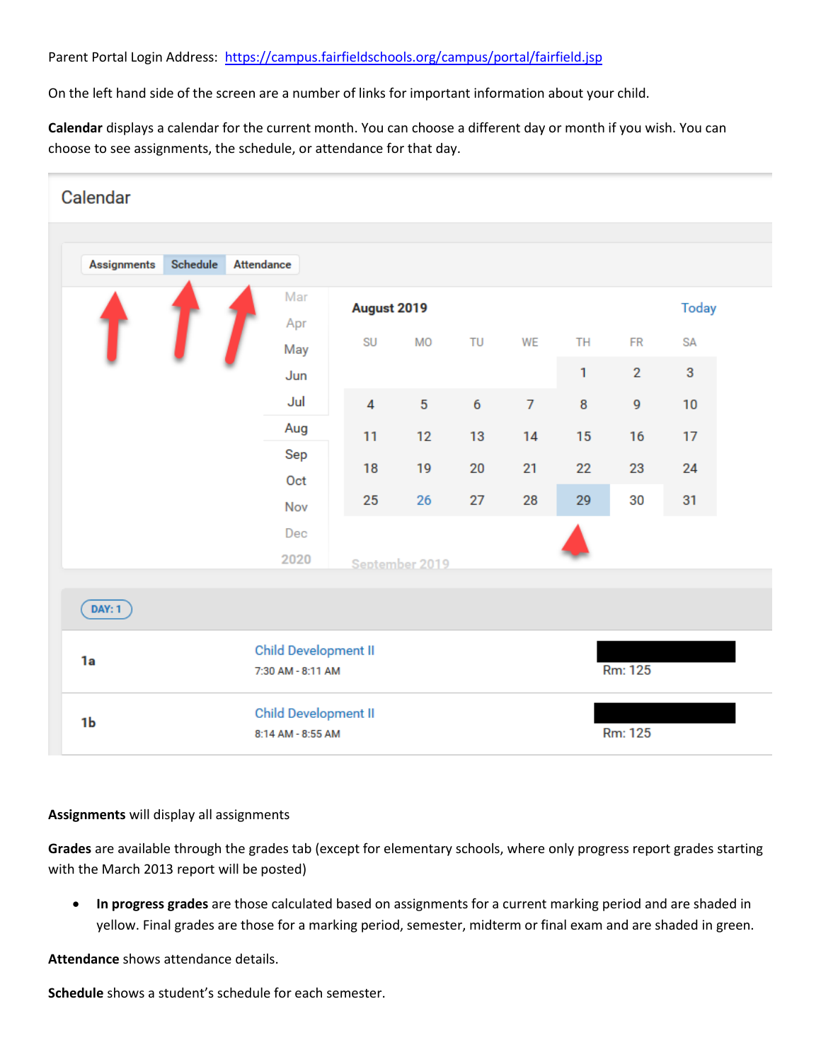Parent Portal Login Address: https://campus.fairfieldschools.org/campus/portal/fairfield.jsp

On the left hand side of the screen are a number of links for important information about your child.

**Calendar** displays a calendar for the current month. You can choose a different day or month if you wish. You can choose to see assignments, the schedule, or attendance for that day.

Calendar

Assignments | Schedule | Attendance

Mar
Apr
May
Jun
Jul
Aug
Sep
Oct
Nov
Dec
2020

August 2019 — Today

| SU | MO | TU | WE | TH | FR | SA |
|---|---|---|---|---|---|---|
| | | | | 1 | 2 | 3 |
| 4 | 5 | 6 | 7 | 8 | 9 | 10 |
| 11 | 12 | 13 | 14 | 15 | 16 | 17 |
| 18 | 19 | 20 | 21 | 22 | 23 | 24 |
| 25 | 26 | 27 | 28 | 29 | 30 | 31 |

September 2019

DAY: 1

| | | |
|---|---|---|
| 1a | Child Development II<br>7:30 AM - 8:11 AM | Rm: 125 |
| 1b | Child Development II<br>8:14 AM - 8:55 AM | Rm: 125 |

**Assignments** will display all assignments

**Grades** are available through the grades tab (except for elementary schools, where only progress report grades starting with the March 2013 report will be posted)

- **In progress grades** are those calculated based on assignments for a current marking period and are shaded in yellow. Final grades are those for a marking period, semester, midterm or final exam and are shaded in green.

**Attendance** shows attendance details.

**Schedule** shows a student's schedule for each semester.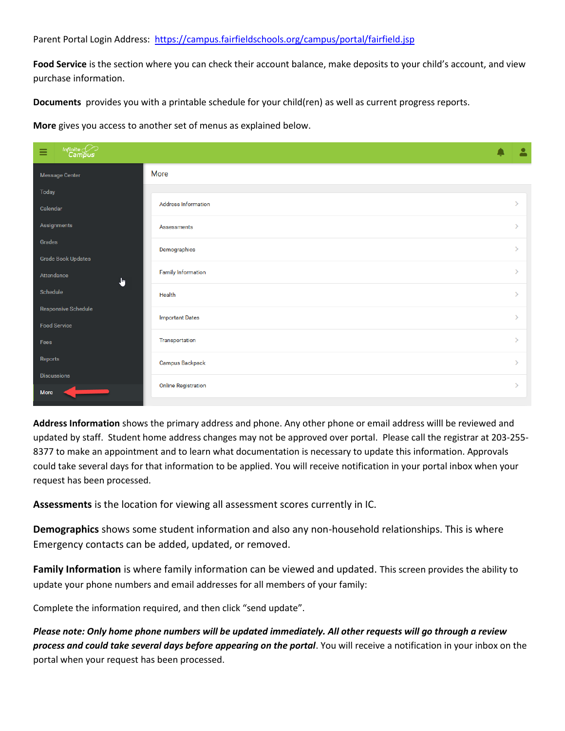Parent Portal Login Address: [https://campus.fairfieldschools.org/campus/portal/fairfield.jsp](https://campus.fairfieldschools.org/campus/portal/fairfield.jsp)

**Food Service** is the section where you can check their account balance, make deposits to your child's account, and view purchase information.

**Documents** provides you with a printable schedule for your child(ren) as well as current progress reports.

**More** gives you access to another set of menus as explained below.

**Address Information** shows the primary address and phone. Any other phone or email address willl be reviewed and updated by staff. Student home address changes may not be approved over portal. Please call the registrar at 203-255-8377 to make an appointment and to learn what documentation is necessary to update this information. Approvals could take several days for that information to be applied. You will receive notification in your portal inbox when your request has been processed.

**Assessments** is the location for viewing all assessment scores currently in IC.

**Demographics** shows some student information and also any non-household relationships. This is where Emergency contacts can be added, updated, or removed.

**Family Information** is where family information can be viewed and updated. This screen provides the ability to update your phone numbers and email addresses for all members of your family:

Complete the information required, and then click "send update".

***Please note: Only home phone numbers will be updated immediately. All other requests will go through a review process and could take several days before appearing on the portal***. You will receive a notification in your inbox on the portal when your request has been processed.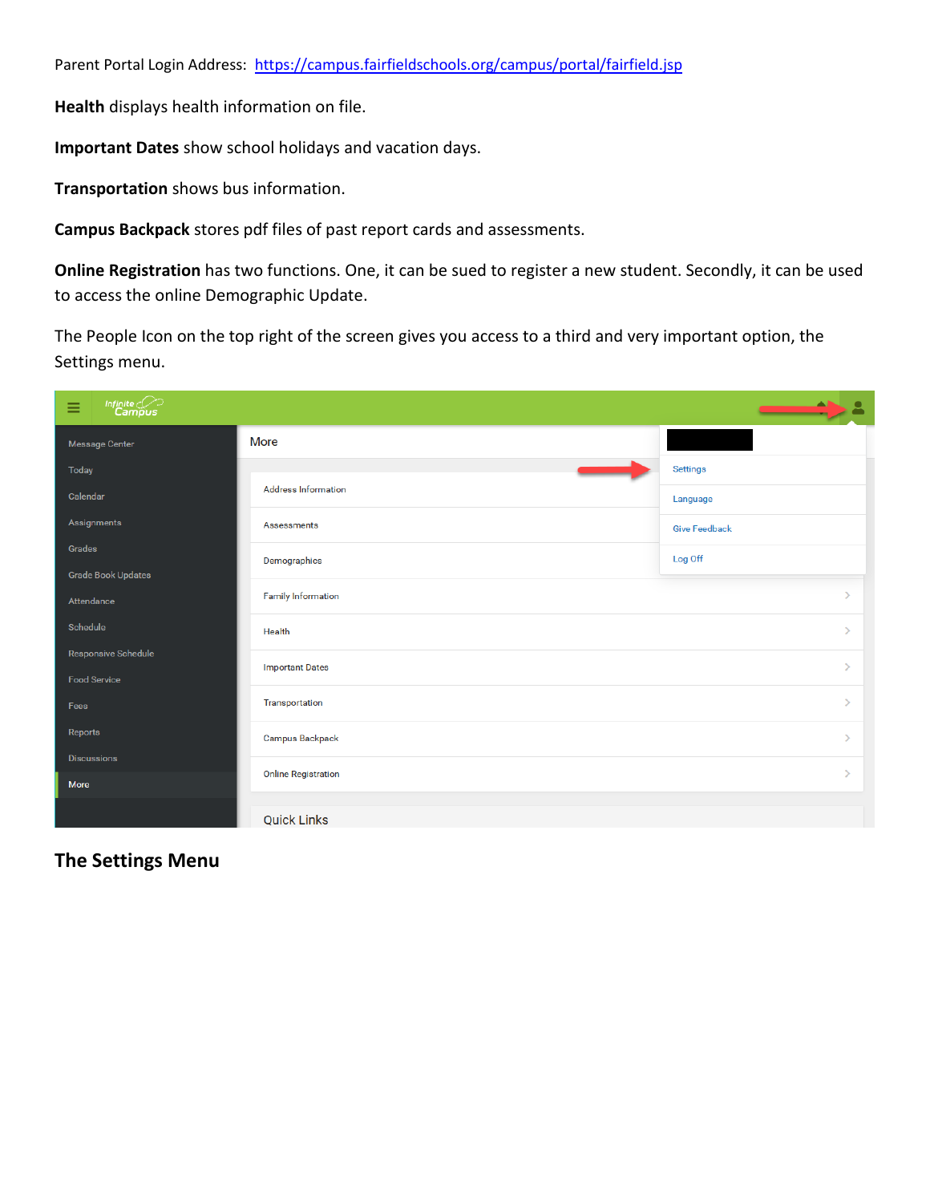Parent Portal Login Address: [https://campus.fairfieldschools.org/campus/portal/fairfield.jsp](https://campus.fairfieldschools.org/campus/portal/fairfield.jsp)

**Health** displays health information on file.

**Important Dates** show school holidays and vacation days.

**Transportation** shows bus information.

**Campus Backpack** stores pdf files of past report cards and assessments.

**Online Registration** has two functions. One, it can be sued to register a new student. Secondly, it can be used to access the online Demographic Update.

The People Icon on the top right of the screen gives you access to a third and very important option, the Settings menu.

## The Settings Menu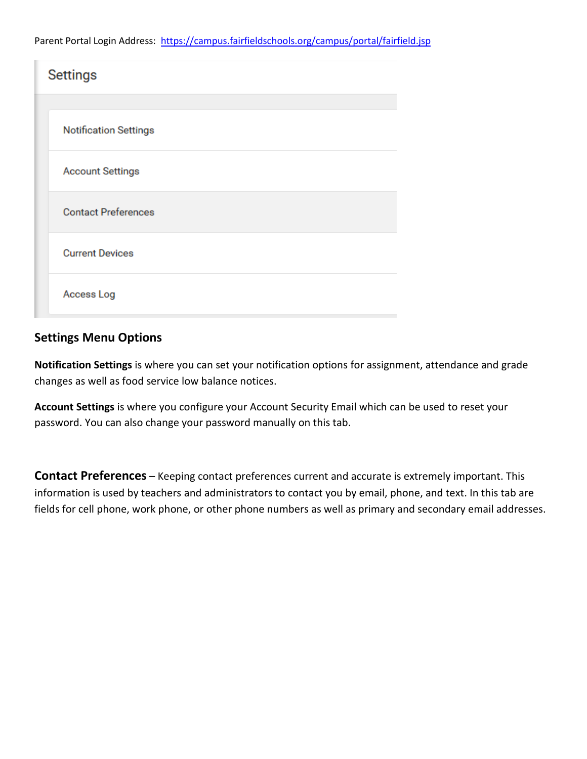Parent Portal Login Address: https://campus.fairfieldschools.org/campus/portal/fairfield.jsp

Settings

Notification Settings

Account Settings

Contact Preferences

Current Devices

Access Log

## Settings Menu Options

**Notification Settings** is where you can set your notification options for assignment, attendance and grade changes as well as food service low balance notices.

**Account Settings** is where you configure your Account Security Email which can be used to reset your password. You can also change your password manually on this tab.

**Contact Preferences** – Keeping contact preferences current and accurate is extremely important. This information is used by teachers and administrators to contact you by email, phone, and text. In this tab are fields for cell phone, work phone, or other phone numbers as well as primary and secondary email addresses.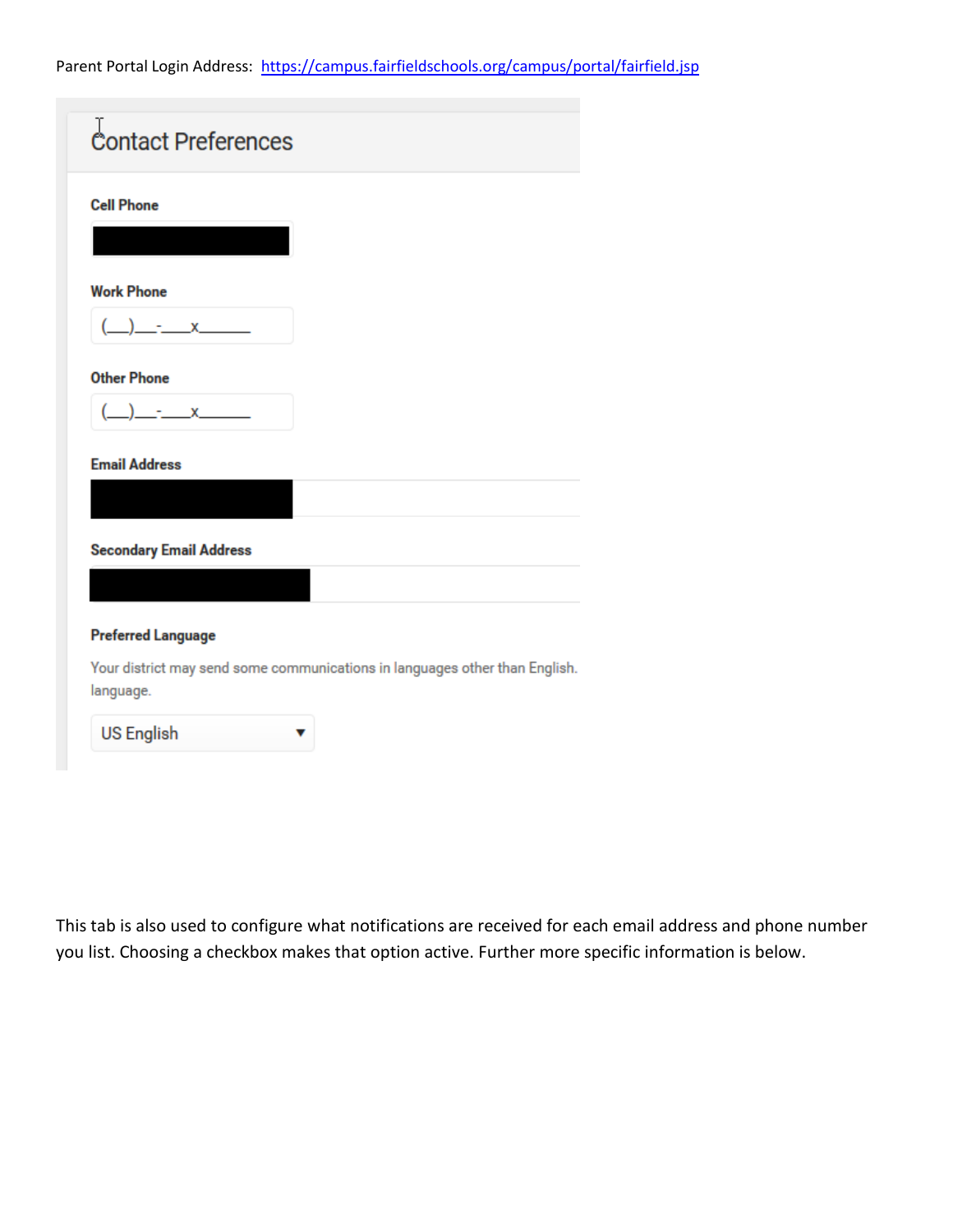Parent Portal Login Address: https://campus.fairfieldschools.org/campus/portal/fairfield.jsp

## Contact Preferences

**Cell Phone**

**Work Phone**

(\_\_)\_\_-\_\_x\_\_\_\_

**Other Phone**

(\_\_)\_\_-\_\_x\_\_\_\_

**Email Address**

**Secondary Email Address**

**Preferred Language**

Your district may send some communications in languages other than English. language.

US English ▼

This tab is also used to configure what notifications are received for each email address and phone number you list. Choosing a checkbox makes that option active. Further more specific information is below.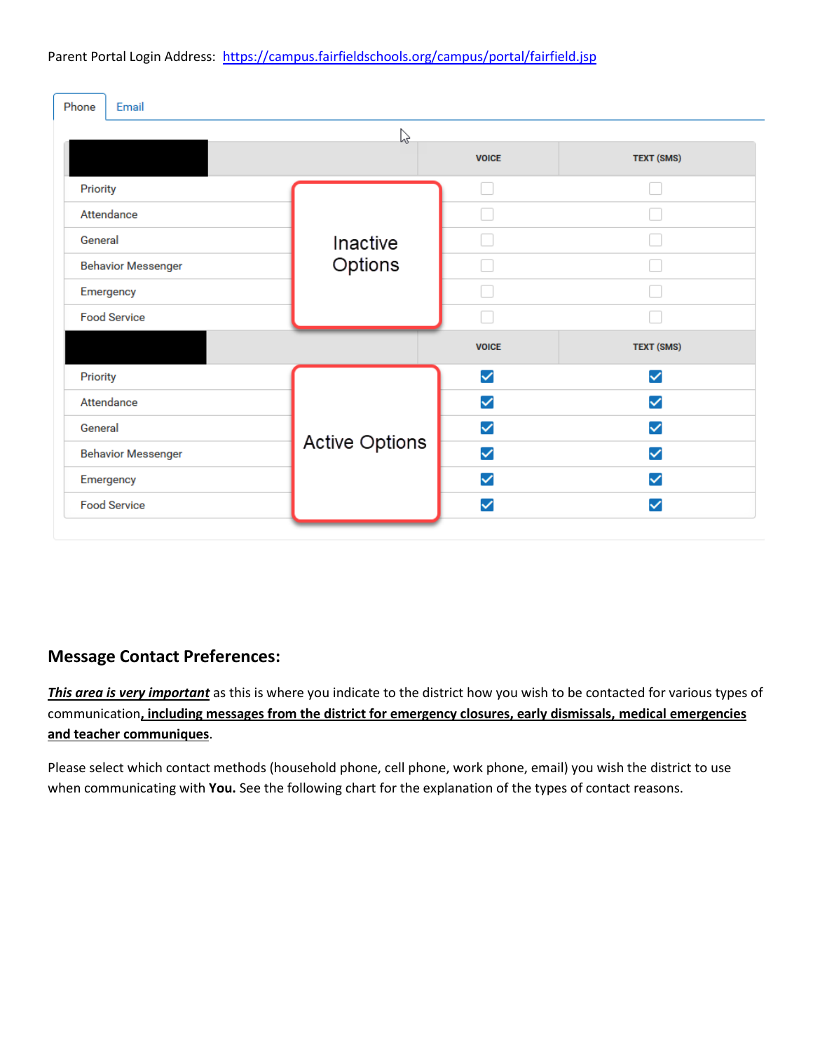Parent Portal Login Address: https://campus.fairfieldschools.org/campus/portal/fairfield.jsp

Phone | Email

| | | VOICE | TEXT (SMS) |
|---|---|---|---|
| Priority | Inactive Options | ☐ | ☐ |
| Attendance | | ☐ | ☐ |
| General | | ☐ | ☐ |
| Behavior Messenger | | ☐ | ☐ |
| Emergency | | ☐ | ☐ |
| Food Service | | ☐ | ☐ |

| | | VOICE | TEXT (SMS) |
|---|---|---|---|
| Priority | Active Options | ☑ | ☑ |
| Attendance | | ☑ | ☑ |
| General | | ☑ | ☑ |
| Behavior Messenger | | ☑ | ☑ |
| Emergency | | ☑ | ☑ |
| Food Service | | ☑ | ☑ |

## Message Contact Preferences:

***This area is very important*** as this is where you indicate to the district how you wish to be contacted for various types of communication**, including messages from the district for emergency closures, early dismissals, medical emergencies and teacher communiques**.

Please select which contact methods (household phone, cell phone, work phone, email) you wish the district to use when communicating with **You.** See the following chart for the explanation of the types of contact reasons.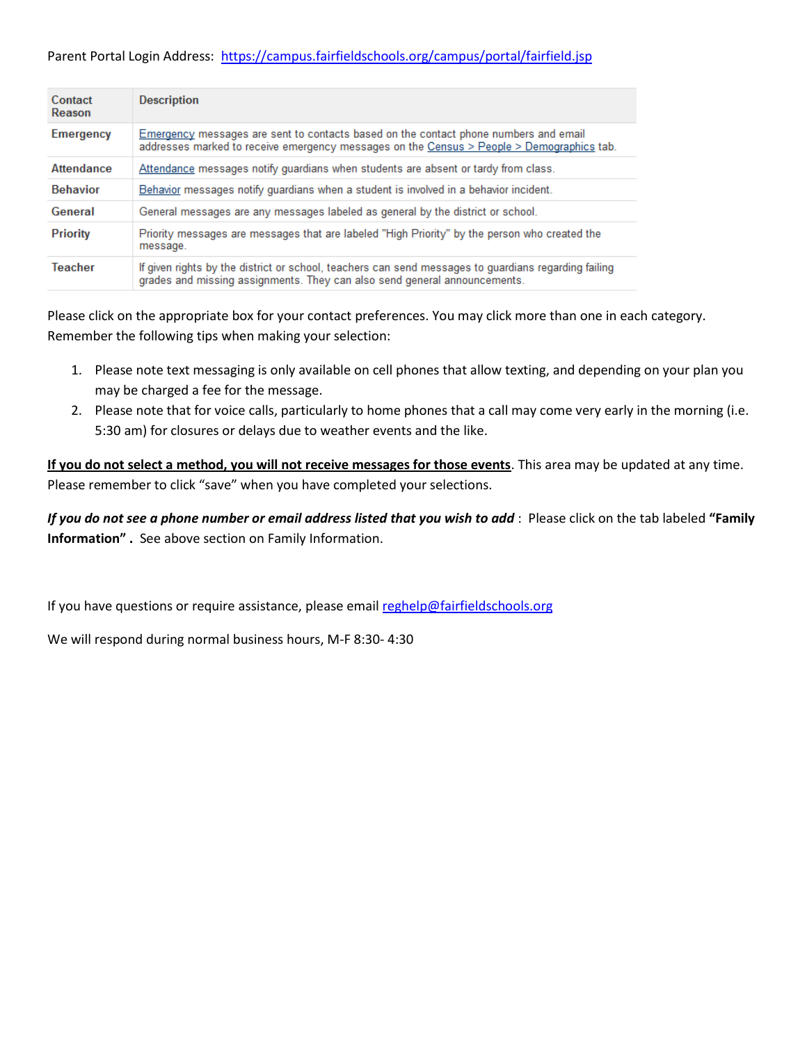Parent Portal Login Address: [https://campus.fairfieldschools.org/campus/portal/fairfield.jsp](https://campus.fairfieldschools.org/campus/portal/fairfield.jsp)

| Contact Reason | Description |
|---|---|
| **Emergency** | Emergency messages are sent to contacts based on the contact phone numbers and email addresses marked to receive emergency messages on the Census > People > Demographics tab. |
| **Attendance** | Attendance messages notify guardians when students are absent or tardy from class. |
| **Behavior** | Behavior messages notify guardians when a student is involved in a behavior incident. |
| **General** | General messages are any messages labeled as general by the district or school. |
| **Priority** | Priority messages are messages that are labeled "High Priority" by the person who created the message. |
| **Teacher** | If given rights by the district or school, teachers can send messages to guardians regarding failing grades and missing assignments. They can also send general announcements. |

Please click on the appropriate box for your contact preferences. You may click more than one in each category. Remember the following tips when making your selection:

1. Please note text messaging is only available on cell phones that allow texting, and depending on your plan you may be charged a fee for the message.
2. Please note that for voice calls, particularly to home phones that a call may come very early in the morning (i.e. 5:30 am) for closures or delays due to weather events and the like.

**<u>If you do not select a method, you will not receive messages for those events</u>**. This area may be updated at any time. Please remember to click "save" when you have completed your selections.

***If you do not see a phone number or email address listed that you wish to add*** : Please click on the tab labeled **"Family Information" .** See above section on Family Information.

If you have questions or require assistance, please email [reghelp@fairfieldschools.org](mailto:reghelp@fairfieldschools.org)

We will respond during normal business hours, M-F 8:30- 4:30